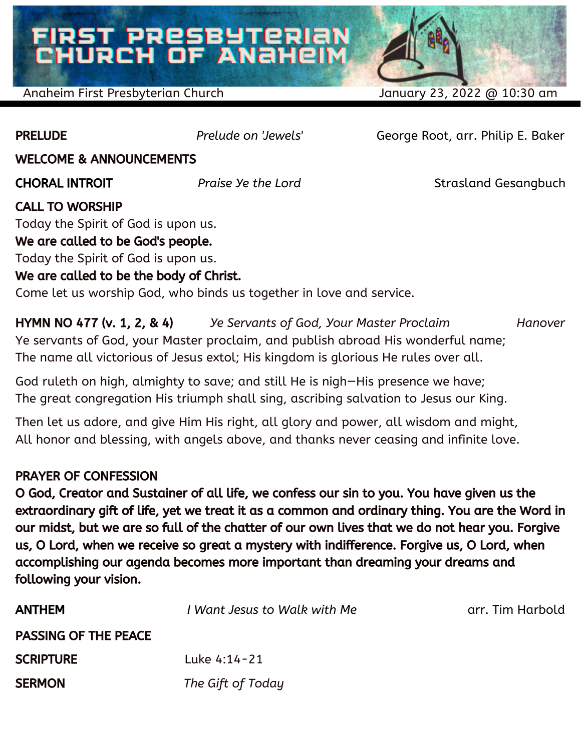# FIRST PRESBYTERIAN CHURCH OF ANAHEIM

Anaheim First Presbyterian Church — January 23, 2022 @ 10:30 am

**PRELUDE** — *Prelude on 'Jewels'* — George Root, arr. Philip E. Baker

**WELCOME & ANNOUNCEMENTS**

**CHORAL INTROIT** — *Praise Ye the Lord* — Strasland Gesangbuch

**CALL TO WORSHIP**

Today the Spirit of God is upon us.
**We are called to be God's people.**
Today the Spirit of God is upon us.
**We are called to be the body of Christ.**
Come let us worship God, who binds us together in love and service.

**HYMN NO 477 (v. 1, 2, & 4)** — *Ye Servants of God, Your Master Proclaim* — *Hanover*

Ye servants of God, your Master proclaim, and publish abroad His wonderful name;
The name all victorious of Jesus extol; His kingdom is glorious He rules over all.

God ruleth on high, almighty to save; and still He is nigh—His presence we have;
The great congregation His triumph shall sing, ascribing salvation to Jesus our King.

Then let us adore, and give Him His right, all glory and power, all wisdom and might,
All honor and blessing, with angels above, and thanks never ceasing and infinite love.

**PRAYER OF CONFESSION**

**O God, Creator and Sustainer of all life, we confess our sin to you. You have given us the extraordinary gift of life, yet we treat it as a common and ordinary thing. You are the Word in our midst, but we are so full of the chatter of our own lives that we do not hear you. Forgive us, O Lord, when we receive so great a mystery with indifference. Forgive us, O Lord, when accomplishing our agenda becomes more important than dreaming your dreams and following your vision.**

**ANTHEM** — *I Want Jesus to Walk with Me* — arr. Tim Harbold

**PASSING OF THE PEACE**

**SCRIPTURE** — Luke 4:14-21

**SERMON** — *The Gift of Today*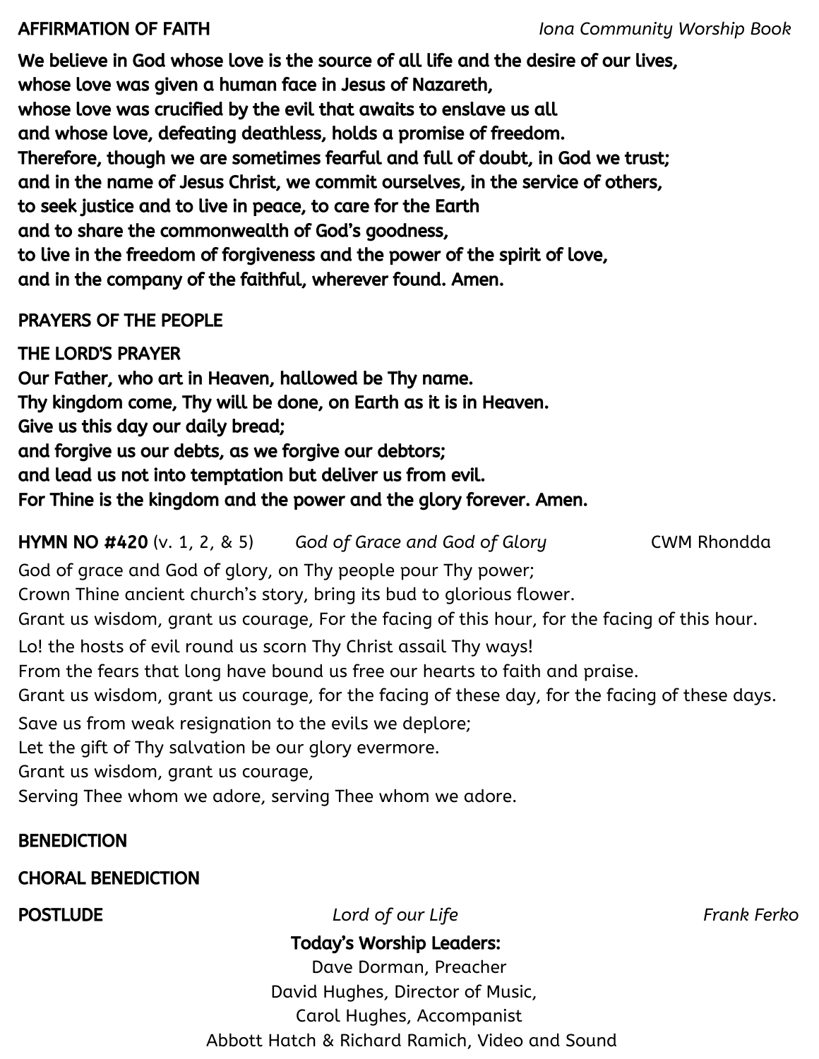**AFFIRMATION OF FAITH** *Iona Community Worship Book*

**We believe in God whose love is the source of all life and the desire of our lives,**
**whose love was given a human face in Jesus of Nazareth,**
**whose love was crucified by the evil that awaits to enslave us all**
**and whose love, defeating deathless, holds a promise of freedom.**
**Therefore, though we are sometimes fearful and full of doubt, in God we trust;**
**and in the name of Jesus Christ, we commit ourselves, in the service of others,**
**to seek justice and to live in peace, to care for the Earth**
**and to share the commonwealth of God's goodness,**
**to live in the freedom of forgiveness and the power of the spirit of love,**
**and in the company of the faithful, wherever found. Amen.**

**PRAYERS OF THE PEOPLE**

**THE LORD'S PRAYER**
**Our Father, who art in Heaven, hallowed be Thy name.**
**Thy kingdom come, Thy will be done, on Earth as it is in Heaven.**
**Give us this day our daily bread;**
**and forgive us our debts, as we forgive our debtors;**
**and lead us not into temptation but deliver us from evil.**
**For Thine is the kingdom and the power and the glory forever. Amen.**

**HYMN NO #420** (v. 1, 2, & 5) *God of Grace and God of Glory* CWM Rhondda

God of grace and God of glory, on Thy people pour Thy power;
Crown Thine ancient church's story, bring its bud to glorious flower.
Grant us wisdom, grant us courage, For the facing of this hour, for the facing of this hour.

Lo! the hosts of evil round us scorn Thy Christ assail Thy ways!
From the fears that long have bound us free our hearts to faith and praise.
Grant us wisdom, grant us courage, for the facing of these day, for the facing of these days.

Save us from weak resignation to the evils we deplore;
Let the gift of Thy salvation be our glory evermore.
Grant us wisdom, grant us courage,
Serving Thee whom we adore, serving Thee whom we adore.

**BENEDICTION**

**CHORAL BENEDICTION**

**POSTLUDE** *Lord of our Life* *Frank Ferko*

**Today's Worship Leaders:**

Dave Dorman, Preacher
David Hughes, Director of Music,
Carol Hughes, Accompanist
Abbott Hatch & Richard Ramich, Video and Sound